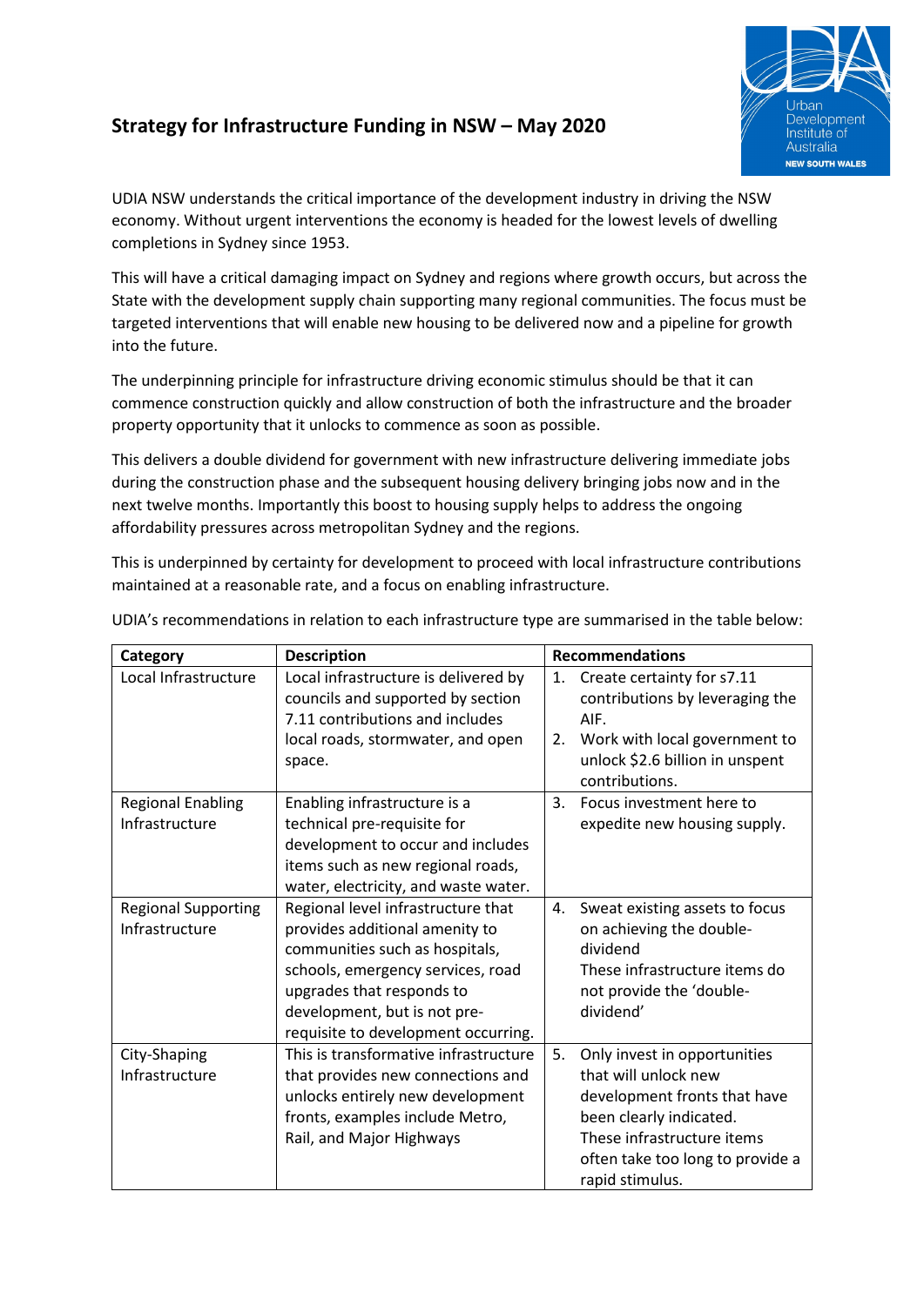# Strategy for Infrastructure Funding in NSW – May 2020

UDIA NSW understands the critical importance of the development industry in driving the NSW economy. Without urgent interventions the economy is headed for the lowest levels of dwelling completions in Sydney since 1953.

This will have a critical damaging impact on Sydney and regions where growth occurs, but across the State with the development supply chain supporting many regional communities. The focus must be targeted interventions that will enable new housing to be delivered now and a pipeline for growth into the future.

The underpinning principle for infrastructure driving economic stimulus should be that it can commence construction quickly and allow construction of both the infrastructure and the broader property opportunity that it unlocks to commence as soon as possible.

This delivers a double dividend for government with new infrastructure delivering immediate jobs during the construction phase and the subsequent housing delivery bringing jobs now and in the next twelve months. Importantly this boost to housing supply helps to address the ongoing affordability pressures across metropolitan Sydney and the regions.

This is underpinned by certainty for development to proceed with local infrastructure contributions maintained at a reasonable rate, and a focus on enabling infrastructure.

UDIA's recommendations in relation to each infrastructure type are summarised in the table below:

| Category | Description | Recommendations |
|---|---|---|
| Local Infrastructure | Local infrastructure is delivered by councils and supported by section 7.11 contributions and includes local roads, stormwater, and open space. | 1. Create certainty for s7.11 contributions by leveraging the AIF.<br>2. Work with local government to unlock $2.6 billion in unspent contributions. |
| Regional Enabling Infrastructure | Enabling infrastructure is a technical pre-requisite for development to occur and includes items such as new regional roads, water, electricity, and waste water. | 3. Focus investment here to expedite new housing supply. |
| Regional Supporting Infrastructure | Regional level infrastructure that provides additional amenity to communities such as hospitals, schools, emergency services, road upgrades that responds to development, but is not pre-requisite to development occurring. | 4. Sweat existing assets to focus on achieving the double-dividend<br>These infrastructure items do not provide the 'double-dividend' |
| City-Shaping Infrastructure | This is transformative infrastructure that provides new connections and unlocks entirely new development fronts, examples include Metro, Rail, and Major Highways | 5. Only invest in opportunities that will unlock new development fronts that have been clearly indicated.<br>These infrastructure items often take too long to provide a rapid stimulus. |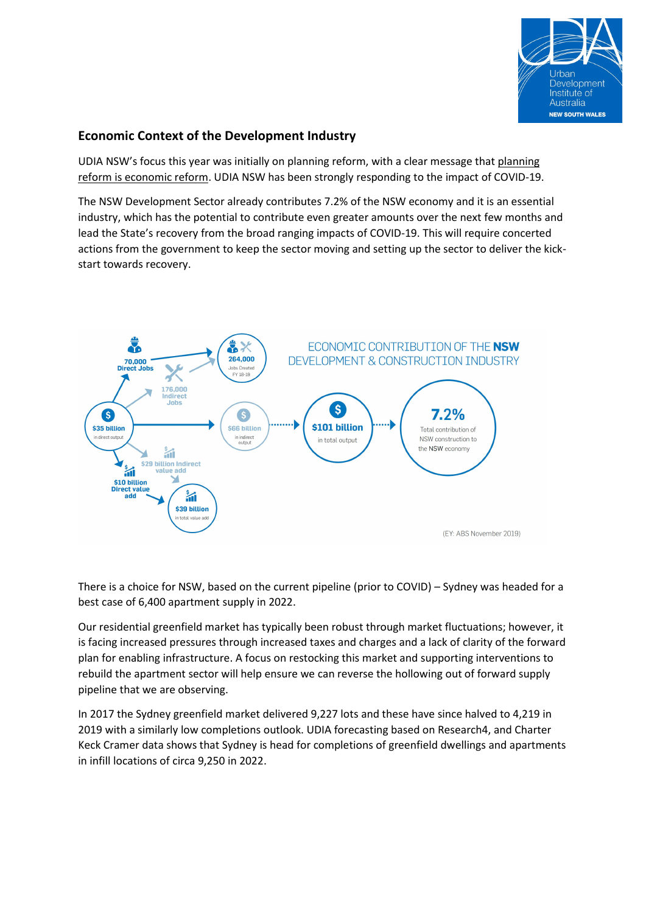## Economic Context of the Development Industry

UDIA NSW's focus this year was initially on planning reform, with a clear message that planning reform is economic reform. UDIA NSW has been strongly responding to the impact of COVID-19.

The NSW Development Sector already contributes 7.2% of the NSW economy and it is an essential industry, which has the potential to contribute even greater amounts over the next few months and lead the State's recovery from the broad ranging impacts of COVID-19. This will require concerted actions from the government to keep the sector moving and setting up the sector to deliver the kick-start towards recovery.

ECONOMIC CONTRIBUTION OF THE **NSW** DEVELOPMENT & CONSTRUCTION INDUSTRY

- 70,000 Direct Jobs
- 176,000 Indirect Jobs
- 264,000 Jobs Created FY 18-19
- $35 billion in direct output
- $66 billion in indirect output
- $101 billion in total output
- 7.2% Total contribution of NSW construction to the NSW economy
- $10 billion Direct value add
- $29 billion Indirect value add
- $39 billion in total value add

(EY: ABS November 2019)

There is a choice for NSW, based on the current pipeline (prior to COVID) – Sydney was headed for a best case of 6,400 apartment supply in 2022.

Our residential greenfield market has typically been robust through market fluctuations; however, it is facing increased pressures through increased taxes and charges and a lack of clarity of the forward plan for enabling infrastructure. A focus on restocking this market and supporting interventions to rebuild the apartment sector will help ensure we can reverse the hollowing out of forward supply pipeline that we are observing.

In 2017 the Sydney greenfield market delivered 9,227 lots and these have since halved to 4,219 in 2019 with a similarly low completions outlook. UDIA forecasting based on Research4, and Charter Keck Cramer data shows that Sydney is head for completions of greenfield dwellings and apartments in infill locations of circa 9,250 in 2022.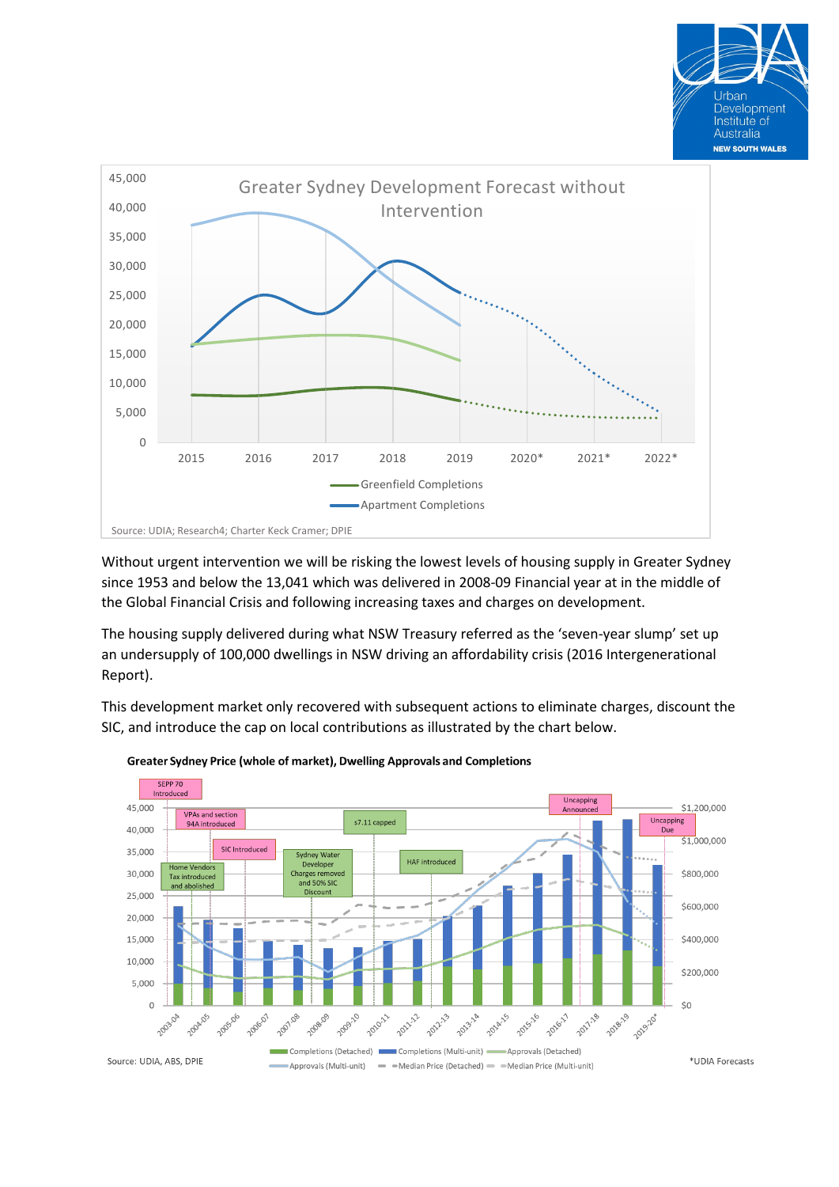**Greater Sydney Development Forecast without Intervention**

Source: UDIA; Research4; Charter Keck Cramer; DPIE

Without urgent intervention we will be risking the lowest levels of housing supply in Greater Sydney since 1953 and below the 13,041 which was delivered in 2008-09 Financial year at in the middle of the Global Financial Crisis and following increasing taxes and charges on development.

The housing supply delivered during what NSW Treasury referred as the 'seven-year slump' set up an undersupply of 100,000 dwellings in NSW driving an affordability crisis (2016 Intergenerational Report).

This development market only recovered with subsequent actions to eliminate charges, discount the SIC, and introduce the cap on local contributions as illustrated by the chart below.

**Greater Sydney Price (whole of market), Dwelling Approvals and Completions**

Source: UDIA, ABS, DPIE

*UDIA Forecasts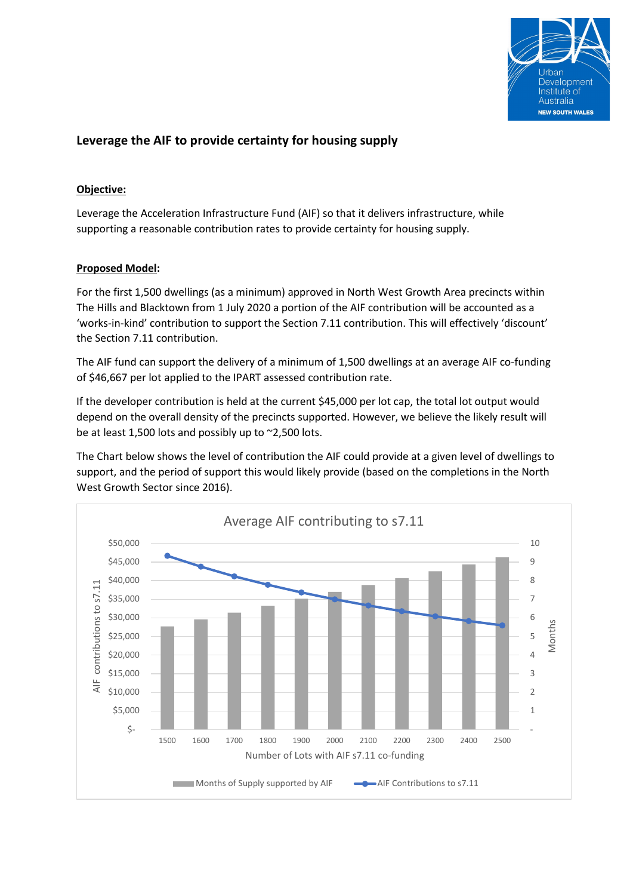## Leverage the AIF to provide certainty for housing supply

**Objective:**

Leverage the Acceleration Infrastructure Fund (AIF) so that it delivers infrastructure, while supporting a reasonable contribution rates to provide certainty for housing supply.

**Proposed Model:**

For the first 1,500 dwellings (as a minimum) approved in North West Growth Area precincts within The Hills and Blacktown from 1 July 2020 a portion of the AIF contribution will be accounted as a 'works-in-kind' contribution to support the Section 7.11 contribution. This will effectively 'discount' the Section 7.11 contribution.

The AIF fund can support the delivery of a minimum of 1,500 dwellings at an average AIF co-funding of $46,667 per lot applied to the IPART assessed contribution rate.

If the developer contribution is held at the current $45,000 per lot cap, the total lot output would depend on the overall density of the precincts supported. However, we believe the likely result will be at least 1,500 lots and possibly up to ~2,500 lots.

The Chart below shows the level of contribution the AIF could provide at a given level of dwellings to support, and the period of support this would likely provide (based on the completions in the North West Growth Sector since 2016).

**Average AIF contributing to s7.11**

(Chart: x-axis "Number of Lots with AIF s7.11 co-funding" from 1500 to 2500; left axis "AIF contributions to s7.11" from $- to $50,000; right axis "Months" from - to 10. Legend: Months of Supply supported by AIF (bars); AIF Contributions to s7.11 (line).)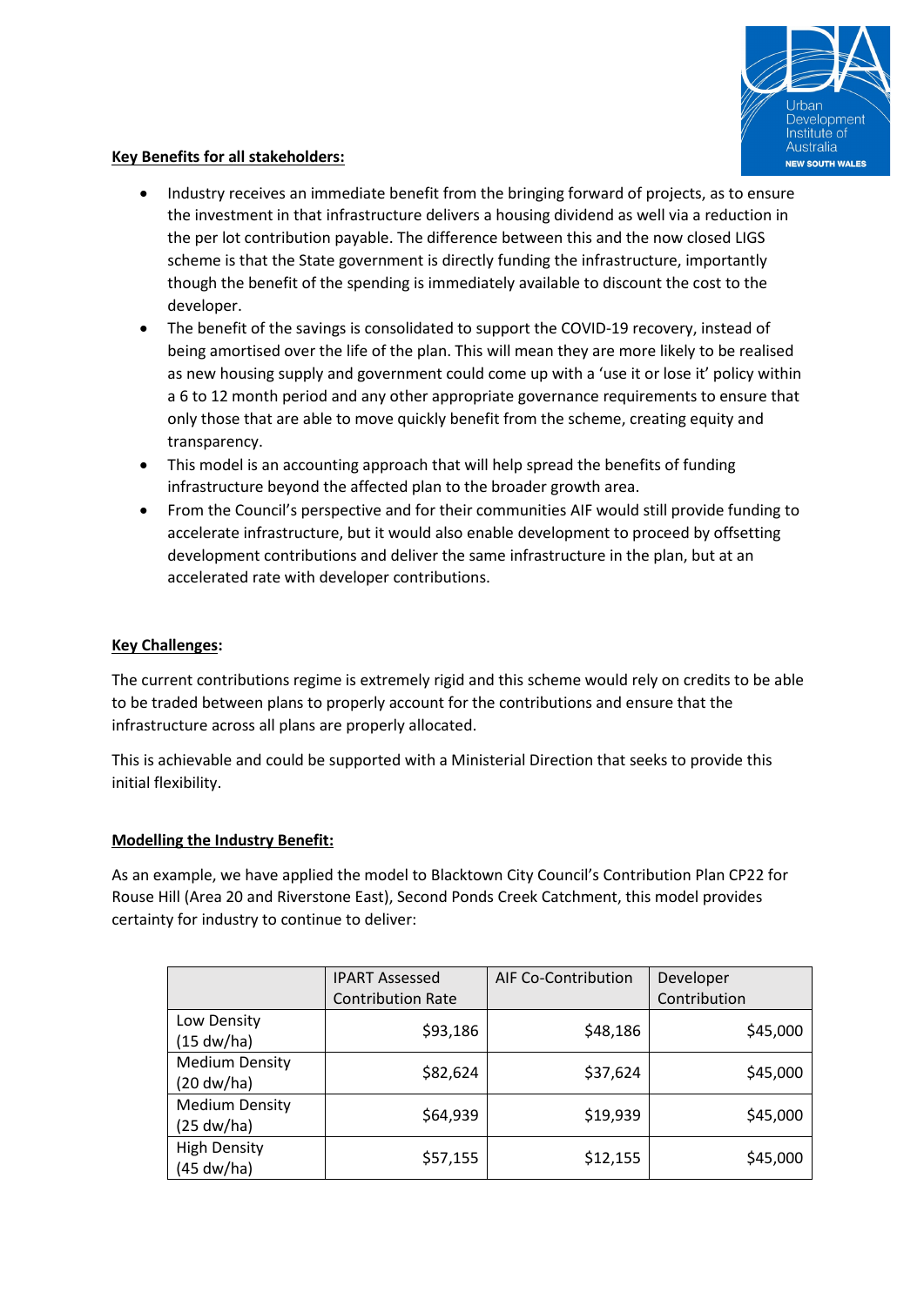**Key Benefits for all stakeholders:**

- Industry receives an immediate benefit from the bringing forward of projects, as to ensure the investment in that infrastructure delivers a housing dividend as well via a reduction in the per lot contribution payable. The difference between this and the now closed LIGS scheme is that the State government is directly funding the infrastructure, importantly though the benefit of the spending is immediately available to discount the cost to the developer.
- The benefit of the savings is consolidated to support the COVID-19 recovery, instead of being amortised over the life of the plan. This will mean they are more likely to be realised as new housing supply and government could come up with a 'use it or lose it' policy within a 6 to 12 month period and any other appropriate governance requirements to ensure that only those that are able to move quickly benefit from the scheme, creating equity and transparency.
- This model is an accounting approach that will help spread the benefits of funding infrastructure beyond the affected plan to the broader growth area.
- From the Council's perspective and for their communities AIF would still provide funding to accelerate infrastructure, but it would also enable development to proceed by offsetting development contributions and deliver the same infrastructure in the plan, but at an accelerated rate with developer contributions.

**Key Challenges:**

The current contributions regime is extremely rigid and this scheme would rely on credits to be able to be traded between plans to properly account for the contributions and ensure that the infrastructure across all plans are properly allocated.

This is achievable and could be supported with a Ministerial Direction that seeks to provide this initial flexibility.

**Modelling the Industry Benefit:**

As an example, we have applied the model to Blacktown City Council's Contribution Plan CP22 for Rouse Hill (Area 20 and Riverstone East), Second Ponds Creek Catchment, this model provides certainty for industry to continue to deliver:

| | IPART Assessed Contribution Rate | AIF Co-Contribution | Developer Contribution |
|---|---:|---:|---:|
| Low Density (15 dw/ha) | $93,186 | $48,186 | $45,000 |
| Medium Density (20 dw/ha) | $82,624 | $37,624 | $45,000 |
| Medium Density (25 dw/ha) | $64,939 | $19,939 | $45,000 |
| High Density (45 dw/ha) | $57,155 | $12,155 | $45,000 |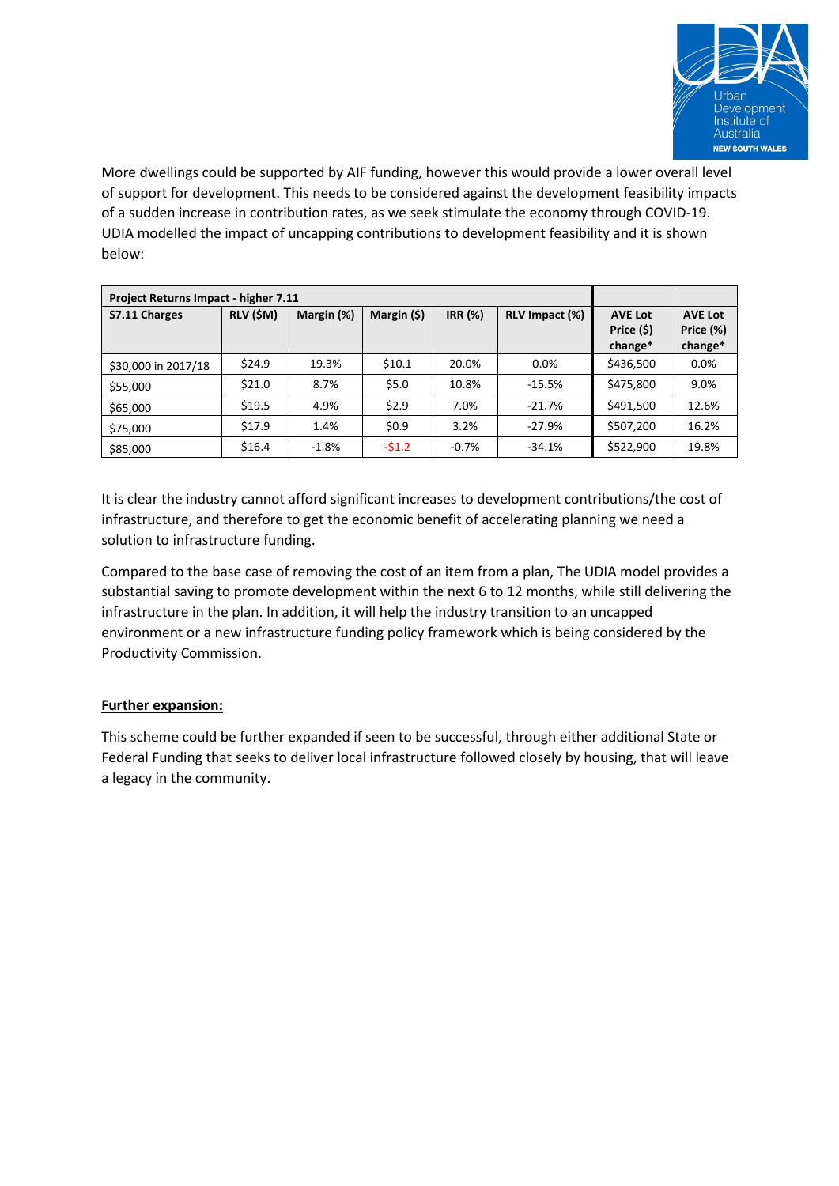More dwellings could be supported by AIF funding, however this would provide a lower overall level of support for development. This needs to be considered against the development feasibility impacts of a sudden increase in contribution rates, as we seek stimulate the economy through COVID-19. UDIA modelled the impact of uncapping contributions to development feasibility and it is shown below:

| Project Returns Impact - higher 7.11 | | | | | | | |
|---|---|---|---|---|---|---|---|
| S7.11 Charges | RLV ($M) | Margin (%) | Margin ($) | IRR (%) | RLV Impact (%) | AVE Lot Price ($) change* | AVE Lot Price (%) change* |
| $30,000 in 2017/18 | $24.9 | 19.3% | $10.1 | 20.0% | 0.0% | $436,500 | 0.0% |
| $55,000 | $21.0 | 8.7% | $5.0 | 10.8% | -15.5% | $475,800 | 9.0% |
| $65,000 | $19.5 | 4.9% | $2.9 | 7.0% | -21.7% | $491,500 | 12.6% |
| $75,000 | $17.9 | 1.4% | $0.9 | 3.2% | -27.9% | $507,200 | 16.2% |
| $85,000 | $16.4 | -1.8% | -$1.2 | -0.7% | -34.1% | $522,900 | 19.8% |

It is clear the industry cannot afford significant increases to development contributions/the cost of infrastructure, and therefore to get the economic benefit of accelerating planning we need a solution to infrastructure funding.

Compared to the base case of removing the cost of an item from a plan, The UDIA model provides a substantial saving to promote development within the next 6 to 12 months, while still delivering the infrastructure in the plan. In addition, it will help the industry transition to an uncapped environment or a new infrastructure funding policy framework which is being considered by the Productivity Commission.

**Further expansion:**

This scheme could be further expanded if seen to be successful, through either additional State or Federal Funding that seeks to deliver local infrastructure followed closely by housing, that will leave a legacy in the community.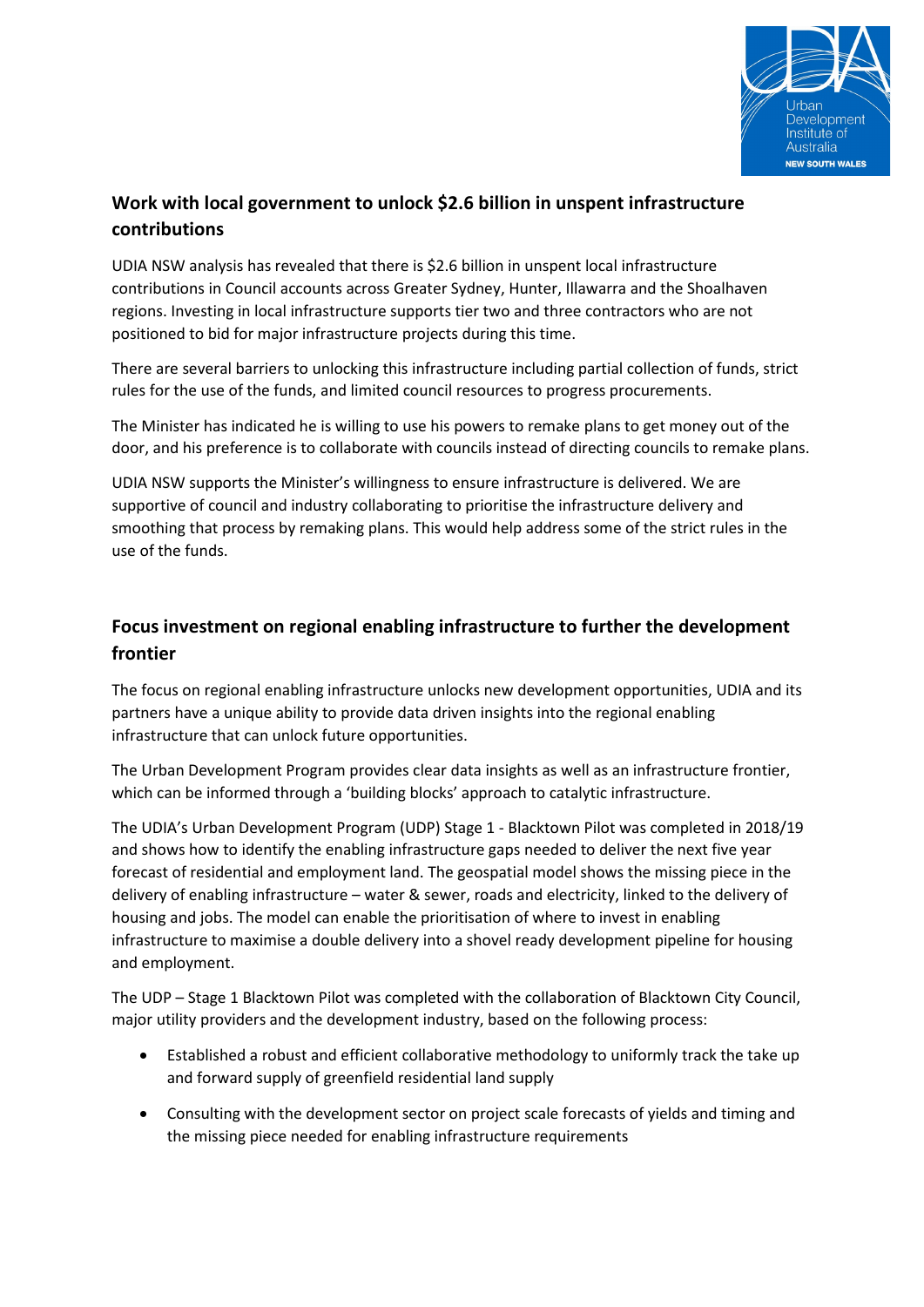## Work with local government to unlock $2.6 billion in unspent infrastructure contributions

UDIA NSW analysis has revealed that there is $2.6 billion in unspent local infrastructure contributions in Council accounts across Greater Sydney, Hunter, Illawarra and the Shoalhaven regions. Investing in local infrastructure supports tier two and three contractors who are not positioned to bid for major infrastructure projects during this time.

There are several barriers to unlocking this infrastructure including partial collection of funds, strict rules for the use of the funds, and limited council resources to progress procurements.

The Minister has indicated he is willing to use his powers to remake plans to get money out of the door, and his preference is to collaborate with councils instead of directing councils to remake plans.

UDIA NSW supports the Minister's willingness to ensure infrastructure is delivered. We are supportive of council and industry collaborating to prioritise the infrastructure delivery and smoothing that process by remaking plans. This would help address some of the strict rules in the use of the funds.

## Focus investment on regional enabling infrastructure to further the development frontier

The focus on regional enabling infrastructure unlocks new development opportunities, UDIA and its partners have a unique ability to provide data driven insights into the regional enabling infrastructure that can unlock future opportunities.

The Urban Development Program provides clear data insights as well as an infrastructure frontier, which can be informed through a 'building blocks' approach to catalytic infrastructure.

The UDIA's Urban Development Program (UDP) Stage 1 - Blacktown Pilot was completed in 2018/19 and shows how to identify the enabling infrastructure gaps needed to deliver the next five year forecast of residential and employment land. The geospatial model shows the missing piece in the delivery of enabling infrastructure – water & sewer, roads and electricity, linked to the delivery of housing and jobs. The model can enable the prioritisation of where to invest in enabling infrastructure to maximise a double delivery into a shovel ready development pipeline for housing and employment.

The UDP – Stage 1 Blacktown Pilot was completed with the collaboration of Blacktown City Council, major utility providers and the development industry, based on the following process:

- Established a robust and efficient collaborative methodology to uniformly track the take up and forward supply of greenfield residential land supply
- Consulting with the development sector on project scale forecasts of yields and timing and the missing piece needed for enabling infrastructure requirements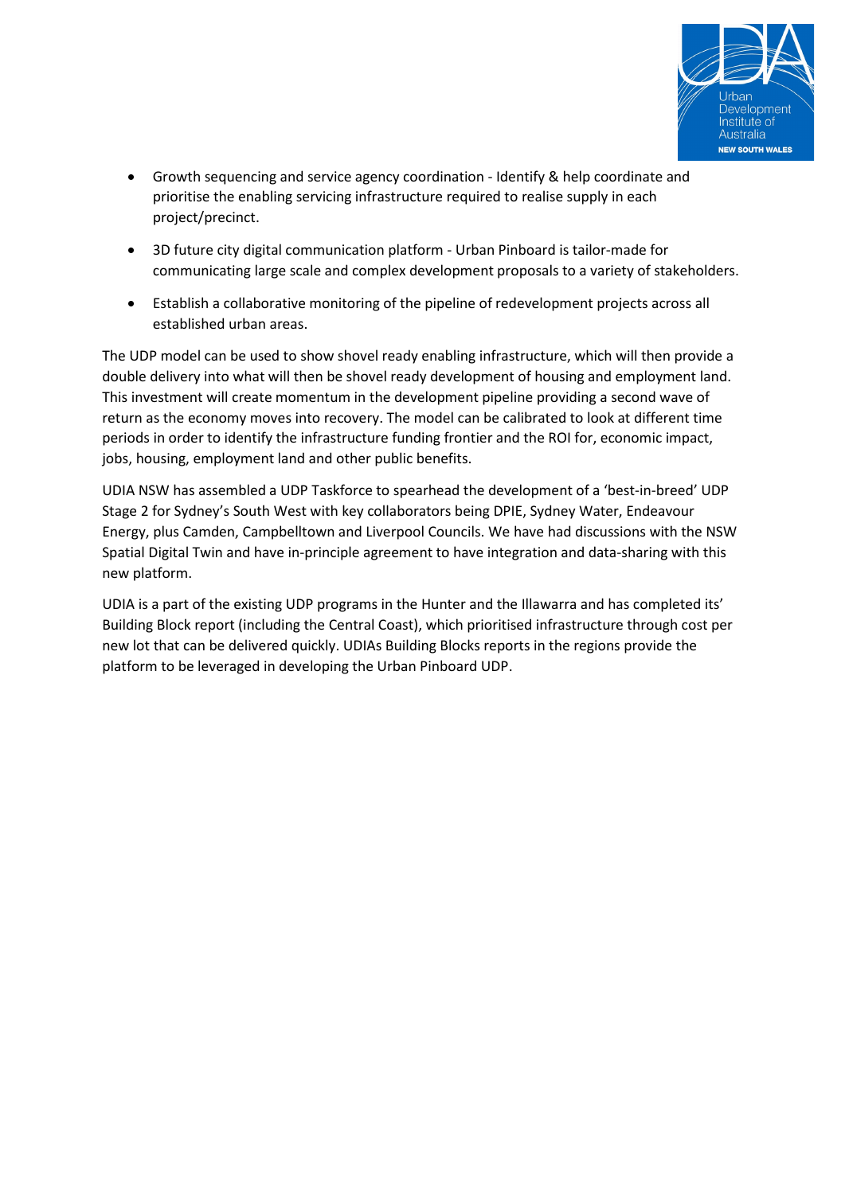- Growth sequencing and service agency coordination - Identify & help coordinate and prioritise the enabling servicing infrastructure required to realise supply in each project/precinct.
- 3D future city digital communication platform - Urban Pinboard is tailor-made for communicating large scale and complex development proposals to a variety of stakeholders.
- Establish a collaborative monitoring of the pipeline of redevelopment projects across all established urban areas.

The UDP model can be used to show shovel ready enabling infrastructure, which will then provide a double delivery into what will then be shovel ready development of housing and employment land. This investment will create momentum in the development pipeline providing a second wave of return as the economy moves into recovery. The model can be calibrated to look at different time periods in order to identify the infrastructure funding frontier and the ROI for, economic impact, jobs, housing, employment land and other public benefits.

UDIA NSW has assembled a UDP Taskforce to spearhead the development of a 'best-in-breed' UDP Stage 2 for Sydney's South West with key collaborators being DPIE, Sydney Water, Endeavour Energy, plus Camden, Campbelltown and Liverpool Councils. We have had discussions with the NSW Spatial Digital Twin and have in-principle agreement to have integration and data-sharing with this new platform.

UDIA is a part of the existing UDP programs in the Hunter and the Illawarra and has completed its' Building Block report (including the Central Coast), which prioritised infrastructure through cost per new lot that can be delivered quickly. UDIAs Building Blocks reports in the regions provide the platform to be leveraged in developing the Urban Pinboard UDP.